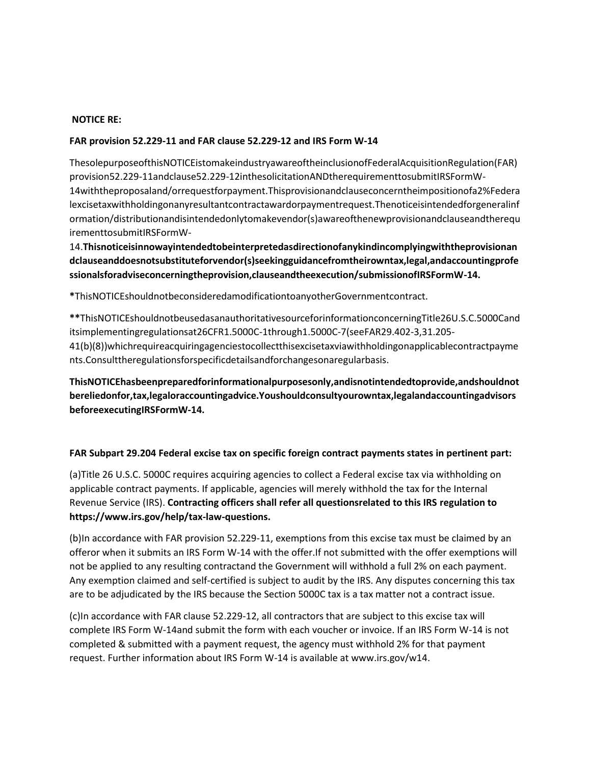**NOTICE RE:**

**FAR provision 52.229-11 and FAR clause 52.229-12 and IRS Form W-14**

ThesolepurposeofthisNOTICEistomakeindustryawareoftheinclusionofFederalAcquisitionRegulation(FAR)provision52.229-11andclause52.229-12inthesolicitationANDtherequirementtosubmitIRSFormW-14withtheproposaland/orrequestforpayment.Thisprovisionandclauseconcerntheimpositionofa2%Federalexcisetaxwithholdingonanyresultantcontractawardorpaymentrequest.Thenoticeisintendedforgeneralinformation/distributionandisintendedonlytomakevendor(s)awareofthenewprovisionandclauseandtherequirementtosubmitIRSFormW-14.**Thisnoticeisinnowayintendedtobeinterpretedasdirectionofanykindincomplyingwiththeprovisionandclauseanddoesnotsubstituteforvendor(s)seekingguidancefromtheirowntax,legal,andaccountingprofessionalsforadviseconcerningtheprovision,clauseandtheexecution/submissionofIRSFormW-14.**

**\***ThisNOTICEshouldnotbeconsideredamodificationtoanyotherGovernmentcontract.

**\*\***ThisNOTICEshouldnotbeusedasanauthoritativesourceforinformationconcerningTitle26U.S.C.5000Canditsimplementingregulationsat26CFR1.5000C-1through1.5000C-7(seeFAR29.402-3,31.205-41(b)(8))whichrequireacquiringagenciestocollectthisexcisetaxviawithholdingonapplicablecontractpayments.Consulttheregulationsforspecificdetailsandforchangesonaregularbasis.

**ThisNOTICEhasbeenpreparedforinformationalpurposesonly,andisnotintendedtoprovide,andshouldnotbereliedonfor,tax,legaloraccountingadvice.Youshouldconsultyourowntax,legalandaccountingadvisorsbeforeexecutingIRSFormW-14.**

**FAR Subpart 29.204 Federal excise tax on specific foreign contract payments states in pertinent part:**

(a)Title 26 U.S.C. 5000C requires acquiring agencies to collect a Federal excise tax via withholding on applicable contract payments. If applicable, agencies will merely withhold the tax for the Internal Revenue Service (IRS). **Contracting officers shall refer all questionsrelated to this IRS regulation to https://www.irs.gov/help/tax-law-questions.**

(b)In accordance with FAR provision 52.229-11, exemptions from this excise tax must be claimed by an offeror when it submits an IRS Form W-14 with the offer.If not submitted with the offer exemptions will not be applied to any resulting contractand the Government will withhold a full 2% on each payment. Any exemption claimed and self-certified is subject to audit by the IRS. Any disputes concerning this tax are to be adjudicated by the IRS because the Section 5000C tax is a tax matter not a contract issue.

(c)In accordance with FAR clause 52.229-12, all contractors that are subject to this excise tax will complete IRS Form W-14and submit the form with each voucher or invoice. If an IRS Form W-14 is not completed & submitted with a payment request, the agency must withhold 2% for that payment request. Further information about IRS Form W-14 is available at www.irs.gov/w14.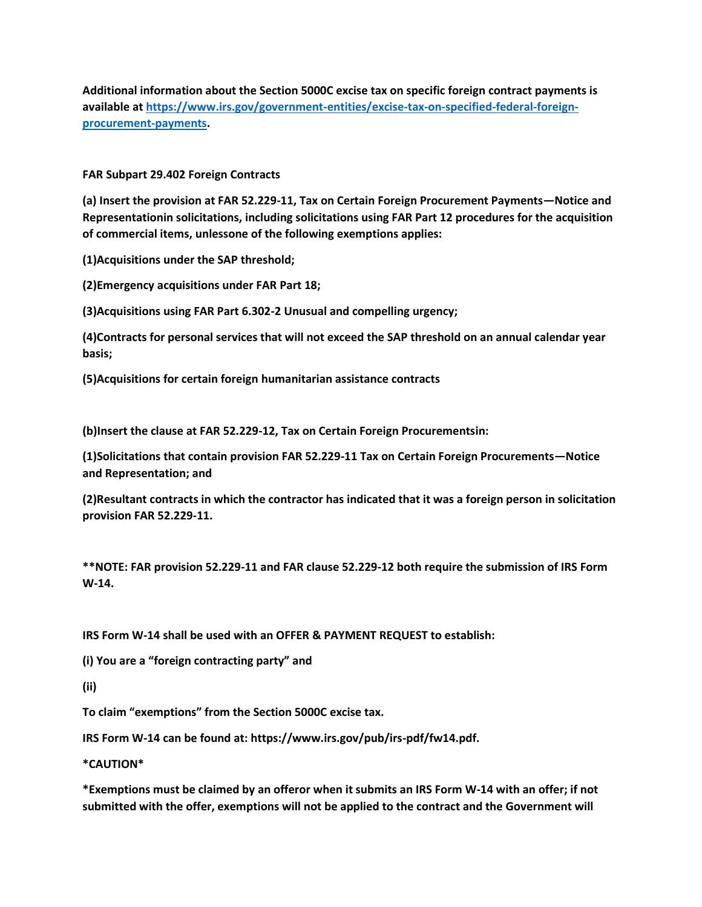**Additional information about the Section 5000C excise tax on specific foreign contract payments is available at [https://www.irs.gov/government-entities/excise-tax-on-specified-federal-foreign-procurement-payments](https://www.irs.gov/government-entities/excise-tax-on-specified-federal-foreign-procurement-payments).**

**FAR Subpart 29.402 Foreign Contracts**

**(a) Insert the provision at FAR 52.229-11, Tax on Certain Foreign Procurement Payments—Notice and Representationin solicitations, including solicitations using FAR Part 12 procedures for the acquisition of commercial items, unlessone of the following exemptions applies:**

**(1)Acquisitions under the SAP threshold;**

**(2)Emergency acquisitions under FAR Part 18;**

**(3)Acquisitions using FAR Part 6.302-2 Unusual and compelling urgency;**

**(4)Contracts for personal services that will not exceed the SAP threshold on an annual calendar year basis;**

**(5)Acquisitions for certain foreign humanitarian assistance contracts**

**(b)Insert the clause at FAR 52.229-12, Tax on Certain Foreign Procurementsin:**

**(1)Solicitations that contain provision FAR 52.229-11 Tax on Certain Foreign Procurements—Notice and Representation; and**

**(2)Resultant contracts in which the contractor has indicated that it was a foreign person in solicitation provision FAR 52.229-11.**

****NOTE: FAR provision 52.229-11 and FAR clause 52.229-12 both require the submission of IRS Form W-14.**

**IRS Form W-14 shall be used with an OFFER & PAYMENT REQUEST to establish:**

**(i) You are a "foreign contracting party" and**

**(ii)**

**To claim "exemptions" from the Section 5000C excise tax.**

**IRS Form W-14 can be found at: https://www.irs.gov/pub/irs-pdf/fw14.pdf.**

***CAUTION***

***Exemptions must be claimed by an offeror when it submits an IRS Form W-14 with an offer; if not submitted with the offer, exemptions will not be applied to the contract and the Government will**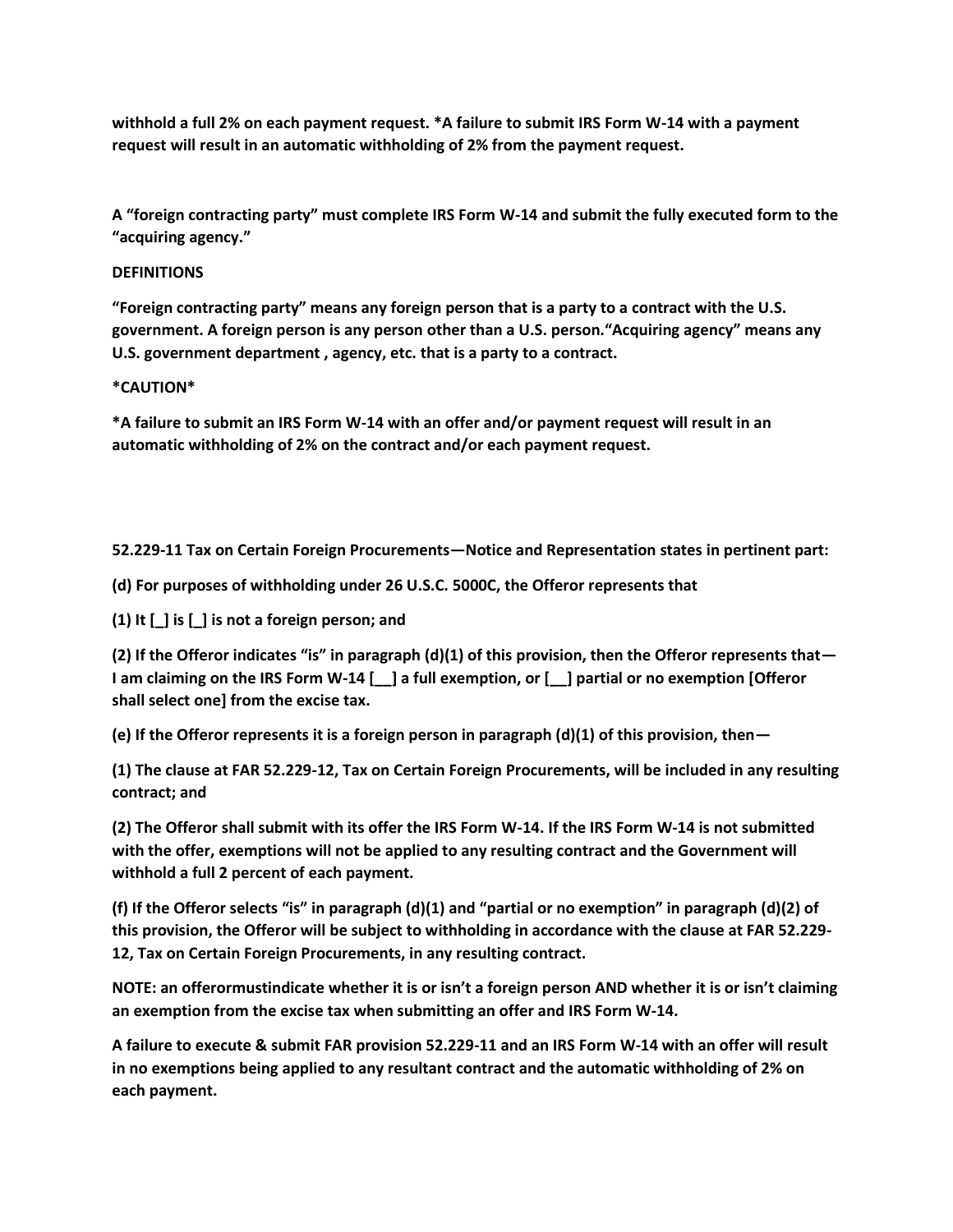**withhold a full 2% on each payment request. *A failure to submit IRS Form W-14 with a payment request will result in an automatic withholding of 2% from the payment request.**

**A "foreign contracting party" must complete IRS Form W-14 and submit the fully executed form to the "acquiring agency."**

**DEFINITIONS**

**"Foreign contracting party" means any foreign person that is a party to a contract with the U.S. government. A foreign person is any person other than a U.S. person."Acquiring agency" means any U.S. government department , agency, etc. that is a party to a contract.**

***CAUTION***

***A failure to submit an IRS Form W-14 with an offer and/or payment request will result in an automatic withholding of 2% on the contract and/or each payment request.**

**52.229-11 Tax on Certain Foreign Procurements—Notice and Representation states in pertinent part:**

**(d) For purposes of withholding under 26 U.S.C. 5000C, the Offeror represents that**

**(1) It [_] is [_] is not a foreign person; and**

**(2) If the Offeror indicates "is" in paragraph (d)(1) of this provision, then the Offeror represents that— I am claiming on the IRS Form W-14 [__] a full exemption, or [__] partial or no exemption [Offeror shall select one] from the excise tax.**

**(e) If the Offeror represents it is a foreign person in paragraph (d)(1) of this provision, then—**

**(1) The clause at FAR 52.229-12, Tax on Certain Foreign Procurements, will be included in any resulting contract; and**

**(2) The Offeror shall submit with its offer the IRS Form W-14. If the IRS Form W-14 is not submitted with the offer, exemptions will not be applied to any resulting contract and the Government will withhold a full 2 percent of each payment.**

**(f) If the Offeror selects "is" in paragraph (d)(1) and "partial or no exemption" in paragraph (d)(2) of this provision, the Offeror will be subject to withholding in accordance with the clause at FAR 52.229-12, Tax on Certain Foreign Procurements, in any resulting contract.**

**NOTE: an offerormustindicate whether it is or isn't a foreign person AND whether it is or isn't claiming an exemption from the excise tax when submitting an offer and IRS Form W-14.**

**A failure to execute & submit FAR provision 52.229-11 and an IRS Form W-14 with an offer will result in no exemptions being applied to any resultant contract and the automatic withholding of 2% on each payment.**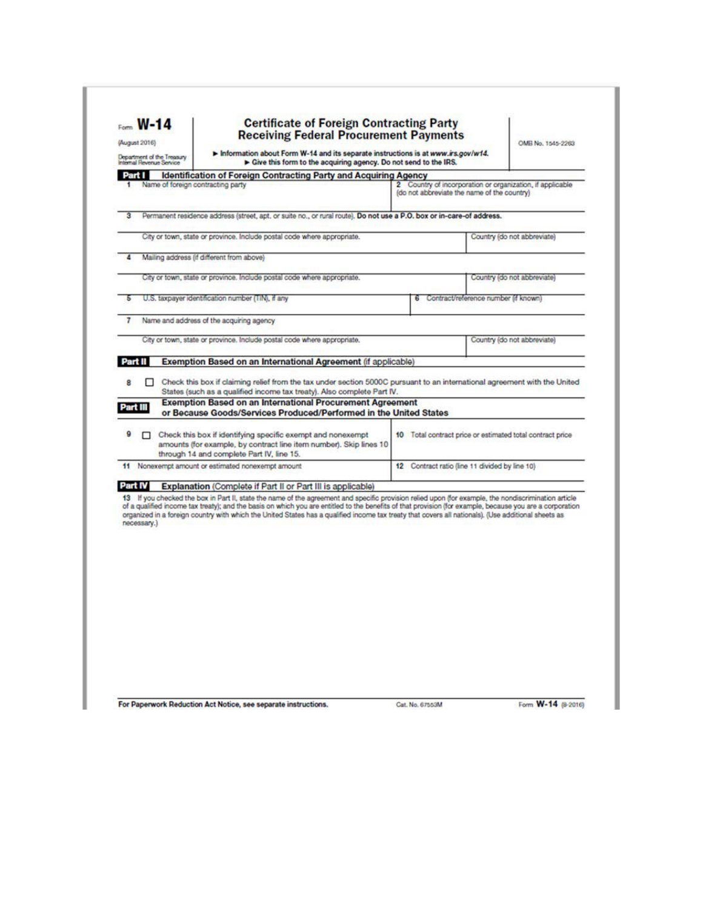# Form W-14

(August 2016)

Department of the Treasury
Internal Revenue Service

## Certificate of Foreign Contracting Party Receiving Federal Procurement Payments

► Information about Form W-14 and its separate instructions is at *www.irs.gov/w14*.
► Give this form to the acquiring agency. Do not send to the IRS.

OMB No. 1545-2263

### Part I — Identification of Foreign Contracting Party and Acquiring Agency

1 Name of foreign contracting party

2 Country of incorporation or organization, if applicable (do not abbreviate the name of the country)

3 Permanent residence address (street, apt. or suite no., or rural route). **Do not use a P.O. box or in-care-of address.**

City or town, state or province. Include postal code where appropriate.

Country (do not abbreviate)

4 Mailing address (if different from above)

City or town, state or province. Include postal code where appropriate.

Country (do not abbreviate)

5 U.S. taxpayer identification number (TIN), if any

6 Contract/reference number (if known)

7 Name and address of the acquiring agency

City or town, state or province. Include postal code where appropriate.

Country (do not abbreviate)

### Part II — Exemption Based on an International Agreement (if applicable)

8 ☐ Check this box if claiming relief from the tax under section 5000C pursuant to an international agreement with the United States (such as a qualified income tax treaty). Also complete Part IV.

### Part III — Exemption Based on an International Procurement Agreement or Because Goods/Services Produced/Performed in the United States

9 ☐ Check this box if identifying specific exempt and nonexempt amounts (for example, by contract line item number). Skip lines 10 through 14 and complete Part IV, line 15.

10 Total contract price or estimated total contract price

11 Nonexempt amount or estimated nonexempt amount

12 Contract ratio (line 11 divided by line 10)

### Part IV — Explanation (Complete if Part II or Part III is applicable)

13 If you checked the box in Part II, state the name of the agreement and specific provision relied upon (for example, the nondiscrimination article of a qualified income tax treaty); and the basis on which you are entitled to the benefits of that provision (for example, because you are a corporation organized in a foreign country with which the United States has a qualified income tax treaty that covers all nationals). (Use additional sheets as necessary.)

**For Paperwork Reduction Act Notice, see separate instructions.** Cat. No. 67553M Form **W-14** (8-2016)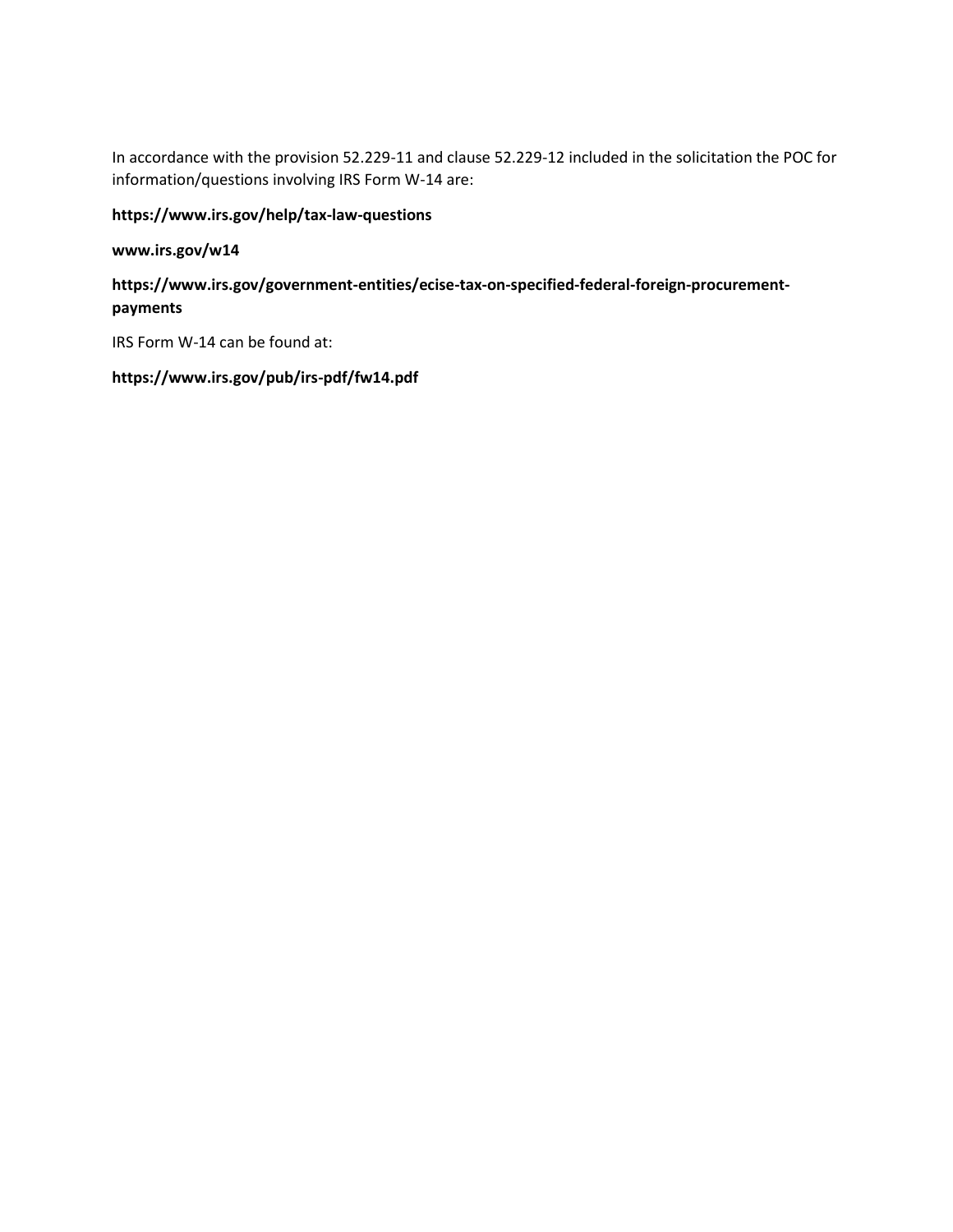In accordance with the provision 52.229-11 and clause 52.229-12 included in the solicitation the POC for information/questions involving IRS Form W-14 are:

**https://www.irs.gov/help/tax-law-questions**

**www.irs.gov/w14**

**https://www.irs.gov/government-entities/ecise-tax-on-specified-federal-foreign-procurement-payments**

IRS Form W-14 can be found at:

**https://www.irs.gov/pub/irs-pdf/fw14.pdf**